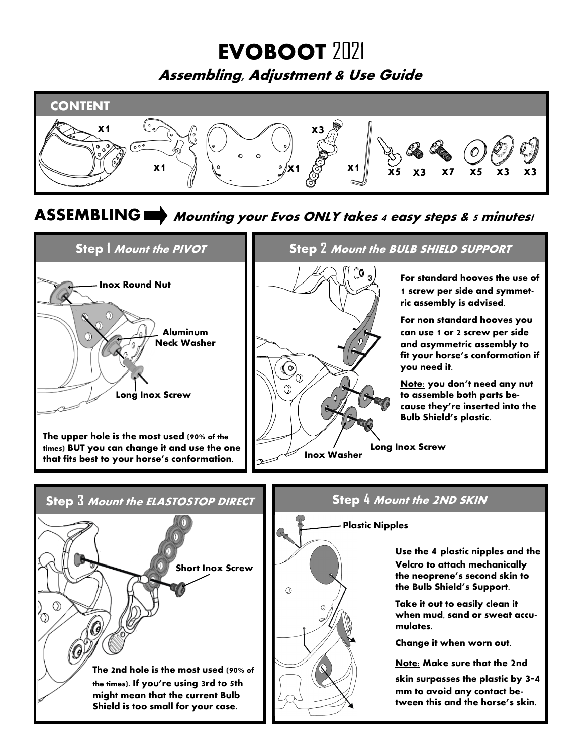# **EVOBOOT** 2021

## *Assembling, Adjustment & Use Guide*

## CONTENT

X1 X1 X1 X3 X1 X5 X3 X7 X5 X3 X3

## ASSEMBLING ➡ *Mounting your Evos ONLY takes 4 easy steps & 5 minutes!*

### Step 1 *Mount the PIVOT*

Inox Round Nut

Aluminum Neck Washer

Long Inox Screw

**The upper hole is the most used** (90% of the times) **BUT you can change it and use the one that fits best to your horse's conformation.**

### Step 2 *Mount the BULB SHIELD SUPPORT*

**For standard hooves the use of 1 screw per side and symmetric assembly is advised.**

**For non standard hooves you can use 1 or 2 screw per side and asymmetric assembly to fit your horse's conformation if you need it.**

**Note: you don't need any nut to assemble both parts because they're inserted into the Bulb Shield's plastic.**

Inox Washer

Long Inox Screw

### Step 3 *Mount the ELASTOSTOP DIRECT*

Short Inox Screw

**The 2nd hole is the most used** (90% of the times). **If you're using 3rd to 5th might mean that the current Bulb Shield is too small for your case.**

### Step 4 *Mount the 2ND SKIN*

Plastic Nipples

**Use the 4 plastic nipples and the Velcro to attach mechanically the neoprene's second skin to the Bulb Shield's Support.**

**Take it out to easily clean it when mud, sand or sweat accumulates.**

**Change it when worn out.**

**Note: Make sure that the 2nd skin surpasses the plastic by 3-4 mm to avoid any contact between this and the horse's skin.**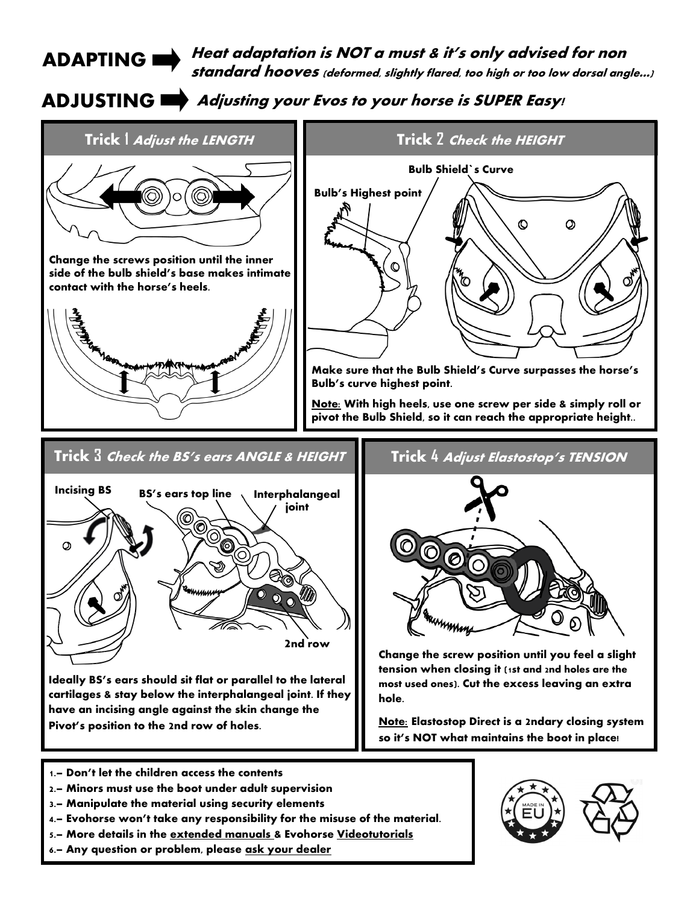## ADAPTING ➡ *Heat adaptation is NOT a must & it's only advised for non standard hooves (deformed, slightly flared, too high or too low dorsal angle...)*

## ADJUSTING ➡ *Adjusting your Evos to your horse is SUPER Easy!*

### Trick 1 *Adjust the LENGTH*

**Change the screws position until the inner side of the bulb shield's base makes intimate contact with the horse's heels.**

### Trick 2 *Check the HEIGHT*

Bulb Shield`s Curve

Bulb's Highest point

**Make sure that the Bulb Shield's Curve surpasses the horse's Bulb's curve highest point.**

**Note: With high heels, use one screw per side & simply roll or pivot the Bulb Shield, so it can reach the appropriate height..**

### Trick 3 *Check the BS's ears ANGLE & HEIGHT*

Incising BS

BS's ears top line

Interphalangeal joint

2nd row

**Ideally BS's ears should sit flat or parallel to the lateral cartilages & stay below the interphalangeal joint. If they have an incising angle against the skin change the Pivot's position to the 2nd row of holes.**

### Trick 4 *Adjust Elastostop's TENSION*

**Change the screw position until you feel a slight tension when closing it (1st and 2nd holes are the most used ones). Cut the excess leaving an extra hole.**

**Note: Elastostop Direct is a 2ndary closing system so it's NOT what maintains the boot in place!**

1.- Don't let the children access the contents
2.- Minors must use the boot under adult supervision
3.- Manipulate the material using security elements
4.- Evohorse won't take any responsibility for the misuse of the material.
5.- More details in the extended manuals & Evohorse Videotutorials
6.- Any question or problem, please ask your dealer

MADE IN EU